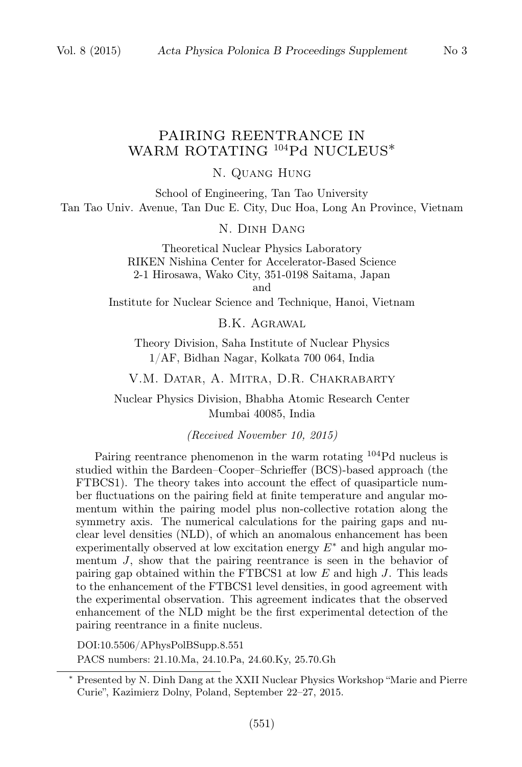# PAIRING REENTRANCE IN WARM ROTATING $^{104}$Pd NUCLEUS*

N. Quang Hung

School of Engineering, Tan Tao University
Tan Tao Univ. Avenue, Tan Duc E. City, Duc Hoa, Long An Province, Vietnam

N. Dinh Dang

Theoretical Nuclear Physics Laboratory
RIKEN Nishina Center for Accelerator-Based Science
2-1 Hirosawa, Wako City, 351-0198 Saitama, Japan
and
Institute for Nuclear Science and Technique, Hanoi, Vietnam

B.K. Agrawal

Theory Division, Saha Institute of Nuclear Physics
1/AF, Bidhan Nagar, Kolkata 700 064, India

V.M. Datar, A. Mitra, D.R. Chakrabarty

Nuclear Physics Division, Bhabha Atomic Research Center
Mumbai 40085, India

*(Received November 10, 2015)*

Pairing reentrance phenomenon in the warm rotating $^{104}$Pd nucleus is studied within the Bardeen–Cooper–Schrieffer (BCS)-based approach (the FTBCS1). The theory takes into account the effect of quasiparticle number fluctuations on the pairing field at finite temperature and angular momentum within the pairing model plus non-collective rotation along the symmetry axis. The numerical calculations for the pairing gaps and nuclear level densities (NLD), of which an anomalous enhancement has been experimentally observed at low excitation energy $E^*$ and high angular momentum $J$, show that the pairing reentrance is seen in the behavior of pairing gap obtained within the FTBCS1 at low $E$ and high $J$. This leads to the enhancement of the FTBCS1 level densities, in good agreement with the experimental observation. This agreement indicates that the observed enhancement of the NLD might be the first experimental detection of the pairing reentrance in a finite nucleus.

DOI:10.5506/APhysPolBSupp.8.551

PACS numbers: 21.10.Ma, 24.10.Pa, 24.60.Ky, 25.70.Gh

---

* Presented by N. Dinh Dang at the XXII Nuclear Physics Workshop "Marie and Pierre Curie", Kazimierz Dolny, Poland, September 22–27, 2015.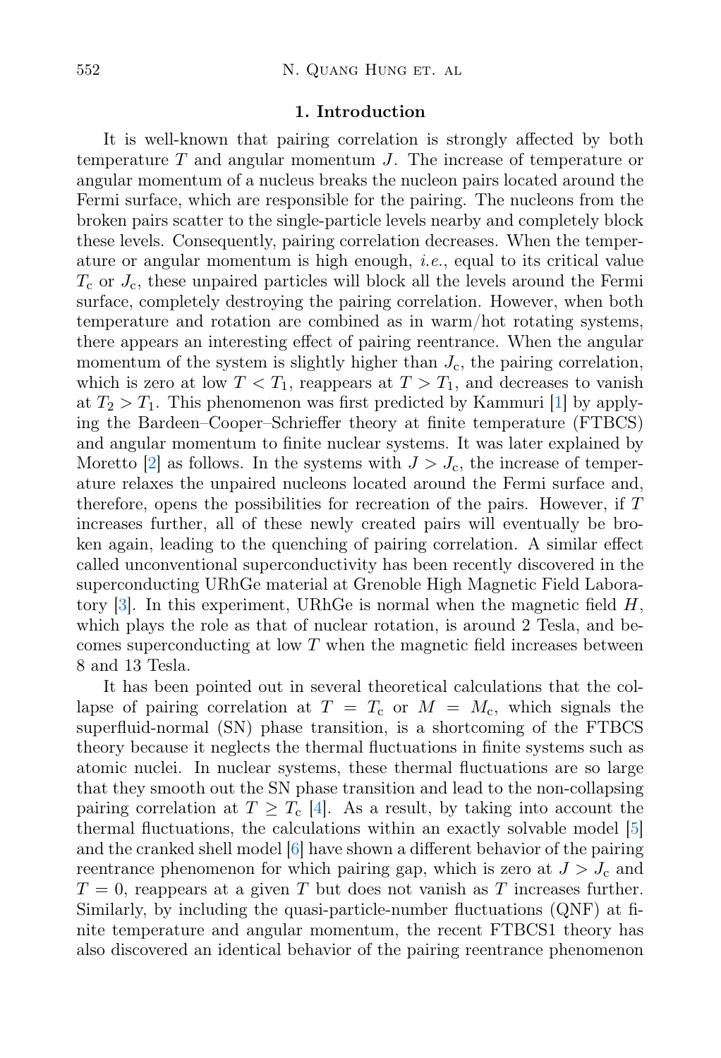## 1. Introduction

It is well-known that pairing correlation is strongly affected by both temperature $T$ and angular momentum $J$. The increase of temperature or angular momentum of a nucleus breaks the nucleon pairs located around the Fermi surface, which are responsible for the pairing. The nucleons from the broken pairs scatter to the single-particle levels nearby and completely block these levels. Consequently, pairing correlation decreases. When the temperature or angular momentum is high enough, *i.e.*, equal to its critical value $T_c$ or $J_c$, these unpaired particles will block all the levels around the Fermi surface, completely destroying the pairing correlation. However, when both temperature and rotation are combined as in warm/hot rotating systems, there appears an interesting effect of pairing reentrance. When the angular momentum of the system is slightly higher than $J_c$, the pairing correlation, which is zero at low $T < T_1$, reappears at $T > T_1$, and decreases to vanish at $T_2 > T_1$. This phenomenon was first predicted by Kammuri [1] by applying the Bardeen–Cooper–Schrieffer theory at finite temperature (FTBCS) and angular momentum to finite nuclear systems. It was later explained by Moretto [2] as follows. In the systems with $J > J_c$, the increase of temperature relaxes the unpaired nucleons located around the Fermi surface and, therefore, opens the possibilities for recreation of the pairs. However, if $T$ increases further, all of these newly created pairs will eventually be broken again, leading to the quenching of pairing correlation. A similar effect called unconventional superconductivity has been recently discovered in the superconducting URhGe material at Grenoble High Magnetic Field Laboratory [3]. In this experiment, URhGe is normal when the magnetic field $H$, which plays the role as that of nuclear rotation, is around 2 Tesla, and becomes superconducting at low $T$ when the magnetic field increases between 8 and 13 Tesla.

It has been pointed out in several theoretical calculations that the collapse of pairing correlation at $T = T_c$ or $M = M_c$, which signals the superfluid-normal (SN) phase transition, is a shortcoming of the FTBCS theory because it neglects the thermal fluctuations in finite systems such as atomic nuclei. In nuclear systems, these thermal fluctuations are so large that they smooth out the SN phase transition and lead to the non-collapsing pairing correlation at $T \geq T_c$ [4]. As a result, by taking into account the thermal fluctuations, the calculations within an exactly solvable model [5] and the cranked shell model [6] have shown a different behavior of the pairing reentrance phenomenon for which pairing gap, which is zero at $J > J_c$ and $T = 0$, reappears at a given $T$ but does not vanish as $T$ increases further. Similarly, by including the quasi-particle-number fluctuations (QNF) at finite temperature and angular momentum, the recent FTBCS1 theory has also discovered an identical behavior of the pairing reentrance phenomenon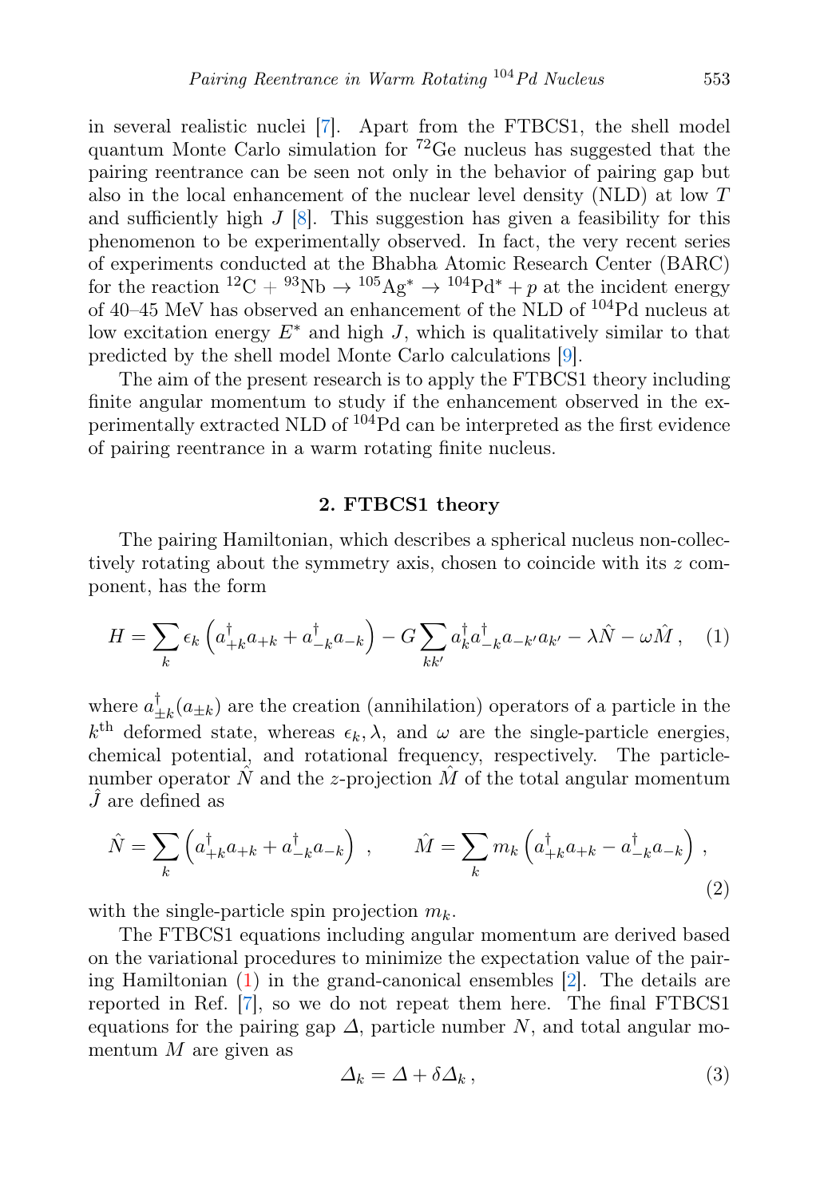in several realistic nuclei [7]. Apart from the FTBCS1, the shell model quantum Monte Carlo simulation for $^{72}$Ge nucleus has suggested that the pairing reentrance can be seen not only in the behavior of pairing gap but also in the local enhancement of the nuclear level density (NLD) at low $T$ and sufficiently high $J$ [8]. This suggestion has given a feasibility for this phenomenon to be experimentally observed. In fact, the very recent series of experiments conducted at the Bhabha Atomic Research Center (BARC) for the reaction $^{12}$C + $^{93}$Nb $\rightarrow$ $^{105}$Ag$^*$ $\rightarrow$ $^{104}$Pd$^*$ + $p$ at the incident energy of 40–45 MeV has observed an enhancement of the NLD of $^{104}$Pd nucleus at low excitation energy $E^*$ and high $J$, which is qualitatively similar to that predicted by the shell model Monte Carlo calculations [9].

The aim of the present research is to apply the FTBCS1 theory including finite angular momentum to study if the enhancement observed in the experimentally extracted NLD of $^{104}$Pd can be interpreted as the first evidence of pairing reentrance in a warm rotating finite nucleus.

## 2. FTBCS1 theory

The pairing Hamiltonian, which describes a spherical nucleus non-collectively rotating about the symmetry axis, chosen to coincide with its $z$ component, has the form

$$H = \sum_k \epsilon_k \left( a^\dagger_{+k} a_{+k} + a^\dagger_{-k} a_{-k} \right) - G \sum_{kk'} a^\dagger_k a^\dagger_{-k} a_{-k'} a_{k'} - \lambda \hat{N} - \omega \hat{M} \,, \quad (1)$$

where $a^\dagger_{\pm k}(a_{\pm k})$ are the creation (annihilation) operators of a particle in the $k^{\text{th}}$ deformed state, whereas $\epsilon_k, \lambda$, and $\omega$ are the single-particle energies, chemical potential, and rotational frequency, respectively. The particle-number operator $\hat{N}$ and the $z$-projection $\hat{M}$ of the total angular momentum $\hat{J}$ are defined as

$$\hat{N} = \sum_k \left( a^\dagger_{+k} a_{+k} + a^\dagger_{-k} a_{-k} \right) \,, \qquad \hat{M} = \sum_k m_k \left( a^\dagger_{+k} a_{+k} - a^\dagger_{-k} a_{-k} \right) \,, \quad (2)$$

with the single-particle spin projection $m_k$.

The FTBCS1 equations including angular momentum are derived based on the variational procedures to minimize the expectation value of the pairing Hamiltonian (1) in the grand-canonical ensembles [2]. The details are reported in Ref. [7], so we do not repeat them here. The final FTBCS1 equations for the pairing gap $\Delta$, particle number $N$, and total angular momentum $M$ are given as

$$\Delta_k = \Delta + \delta\Delta_k \,, \quad (3)$$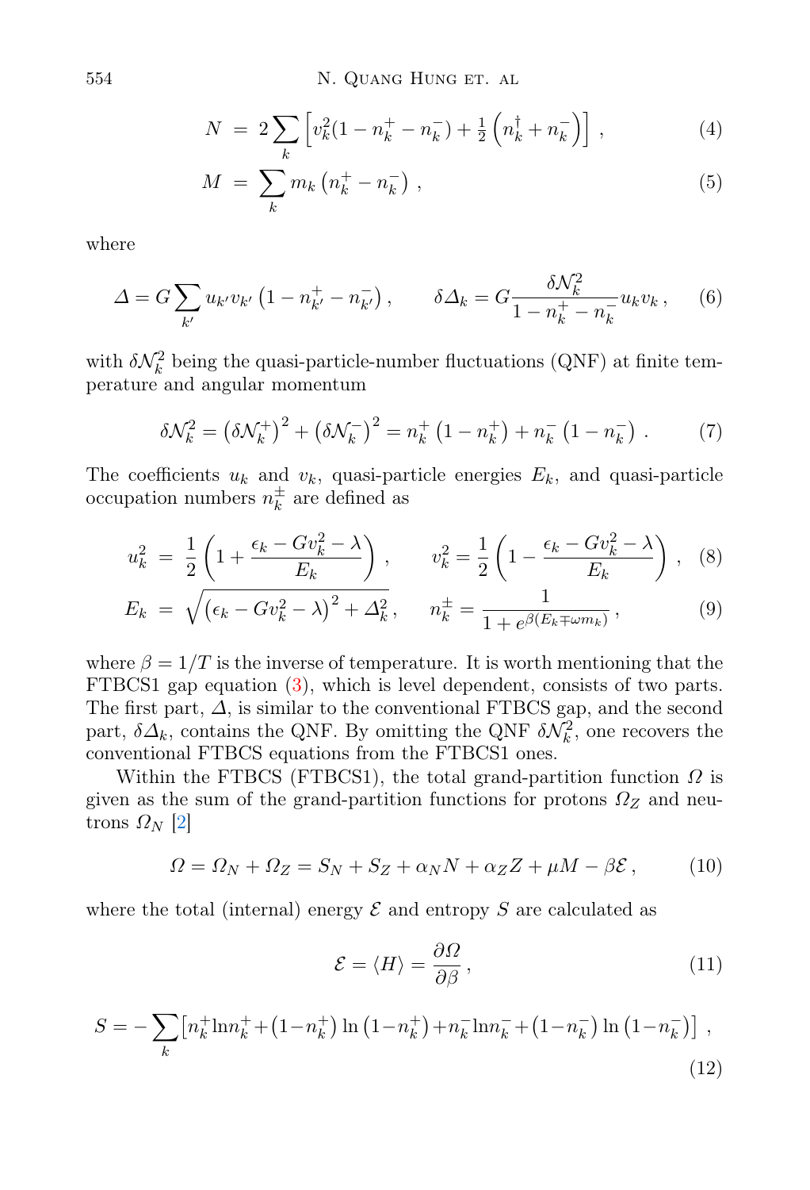$$N = 2\sum_k \left[ v_k^2 (1 - n_k^+ - n_k^-) + \tfrac{1}{2}\left( n_k^\dagger + n_k^- \right) \right] , \tag{4}$$

$$M = \sum_k m_k \left( n_k^+ - n_k^- \right) , \tag{5}$$

where

$$\Delta = G \sum_{k'} u_{k'} v_{k'} \left( 1 - n_{k'}^+ - n_{k'}^- \right) , \qquad \delta\Delta_k = G \frac{\delta \mathcal{N}_k^2}{1 - n_k^+ - n_k^-} u_k v_k \, , \tag{6}$$

with $\delta\mathcal{N}_k^2$ being the quasi-particle-number fluctuations (QNF) at finite temperature and angular momentum

$$\delta\mathcal{N}_k^2 = \left(\delta\mathcal{N}_k^+\right)^2 + \left(\delta\mathcal{N}_k^-\right)^2 = n_k^+ \left(1 - n_k^+\right) + n_k^- \left(1 - n_k^-\right) \, . \tag{7}$$

The coefficients $u_k$ and $v_k$, quasi-particle energies $E_k$, and quasi-particle occupation numbers $n_k^\pm$ are defined as

$$u_k^2 = \frac{1}{2}\left( 1 + \frac{\epsilon_k - G v_k^2 - \lambda}{E_k} \right) , \qquad v_k^2 = \frac{1}{2}\left( 1 - \frac{\epsilon_k - G v_k^2 - \lambda}{E_k} \right) , \tag{8}$$

$$E_k = \sqrt{\left(\epsilon_k - G v_k^2 - \lambda\right)^2 + \Delta_k^2} , \qquad n_k^\pm = \frac{1}{1 + e^{\beta (E_k \mp \omega m_k)}} , \tag{9}$$

where $\beta = 1/T$ is the inverse of temperature. It is worth mentioning that the FTBCS1 gap equation (3), which is level dependent, consists of two parts. The first part, $\Delta$, is similar to the conventional FTBCS gap, and the second part, $\delta\Delta_k$, contains the QNF. By omitting the QNF $\delta\mathcal{N}_k^2$, one recovers the conventional FTBCS equations from the FTBCS1 ones.

Within the FTBCS (FTBCS1), the total grand-partition function $\Omega$ is given as the sum of the grand-partition functions for protons $\Omega_Z$ and neutrons $\Omega_N$ [2]

$$\Omega = \Omega_N + \Omega_Z = S_N + S_Z + \alpha_N N + \alpha_Z Z + \mu M - \beta \mathcal{E} \, , \tag{10}$$

where the total (internal) energy $\mathcal{E}$ and entropy $S$ are calculated as

$$\mathcal{E} = \langle H \rangle = \frac{\partial \Omega}{\partial \beta} \, , \tag{11}$$

$$S = -\sum_k \left[ n_k^+ \ln n_k^+ + \left(1 - n_k^+\right) \ln\left(1 - n_k^+\right) + n_k^- \ln n_k^- + \left(1 - n_k^-\right) \ln\left(1 - n_k^-\right) \right] , \tag{12}$$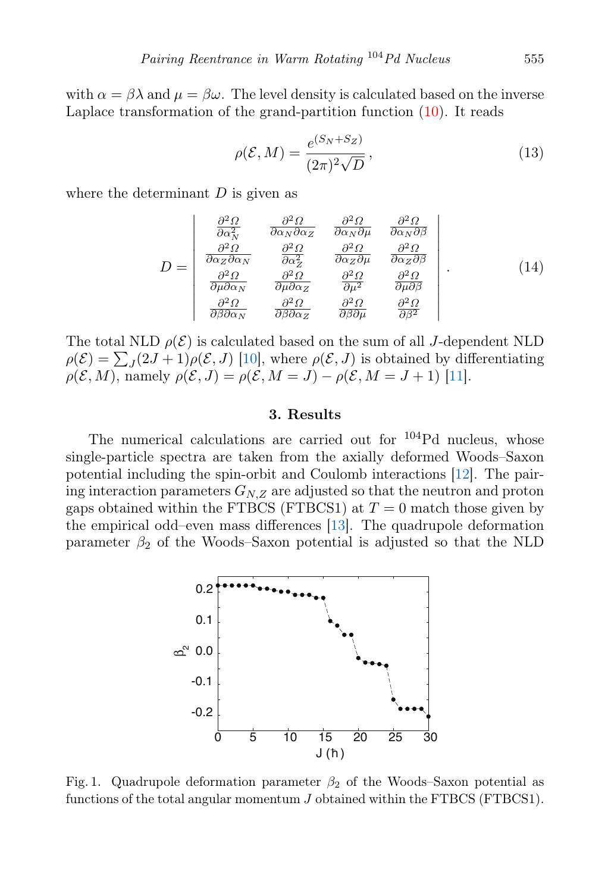with $\alpha = \beta\lambda$ and $\mu = \beta\omega$. The level density is calculated based on the inverse Laplace transformation of the grand-partition function (10). It reads

$$\rho(\mathcal{E}, M) = \frac{e^{(S_N + S_Z)}}{(2\pi)^2 \sqrt{D}}\,, \tag{13}$$

where the determinant $D$ is given as

$$D = \begin{vmatrix} \frac{\partial^2 \Omega}{\partial \alpha_N^2} & \frac{\partial^2 \Omega}{\partial \alpha_N \partial \alpha_Z} & \frac{\partial^2 \Omega}{\partial \alpha_N \partial \mu} & \frac{\partial^2 \Omega}{\partial \alpha_N \partial \beta} \\ \frac{\partial^2 \Omega}{\partial \alpha_Z \partial \alpha_N} & \frac{\partial^2 \Omega}{\partial \alpha_Z^2} & \frac{\partial^2 \Omega}{\partial \alpha_Z \partial \mu} & \frac{\partial^2 \Omega}{\partial \alpha_Z \partial \beta} \\ \frac{\partial^2 \Omega}{\partial \mu \partial \alpha_N} & \frac{\partial^2 \Omega}{\partial \mu \partial \alpha_Z} & \frac{\partial^2 \Omega}{\partial \mu^2} & \frac{\partial^2 \Omega}{\partial \mu \partial \beta} \\ \frac{\partial^2 \Omega}{\partial \beta \partial \alpha_N} & \frac{\partial^2 \Omega}{\partial \beta \partial \alpha_Z} & \frac{\partial^2 \Omega}{\partial \beta \partial \mu} & \frac{\partial^2 \Omega}{\partial \beta^2} \end{vmatrix}\,. \tag{14}$$

The total NLD $\rho(\mathcal{E})$ is calculated based on the sum of all $J$-dependent NLD $\rho(\mathcal{E}) = \sum_J (2J+1)\rho(\mathcal{E}, J)$ [10], where $\rho(\mathcal{E}, J)$ is obtained by differentiating $\rho(\mathcal{E}, M)$, namely $\rho(\mathcal{E}, J) = \rho(\mathcal{E}, M = J) - \rho(\mathcal{E}, M = J + 1)$ [11].

## 3. Results

The numerical calculations are carried out for $^{104}$Pd nucleus, whose single-particle spectra are taken from the axially deformed Woods–Saxon potential including the spin-orbit and Coulomb interactions [12]. The pairing interaction parameters $G_{N,Z}$ are adjusted so that the neutron and proton gaps obtained within the FTBCS (FTBCS1) at $T = 0$ match those given by the empirical odd–even mass differences [13]. The quadrupole deformation parameter $\beta_2$ of the Woods–Saxon potential is adjusted so that the NLD

Fig. 1. Quadrupole deformation parameter $\beta_2$ of the Woods–Saxon potential as functions of the total angular momentum $J$ obtained within the FTBCS (FTBCS1).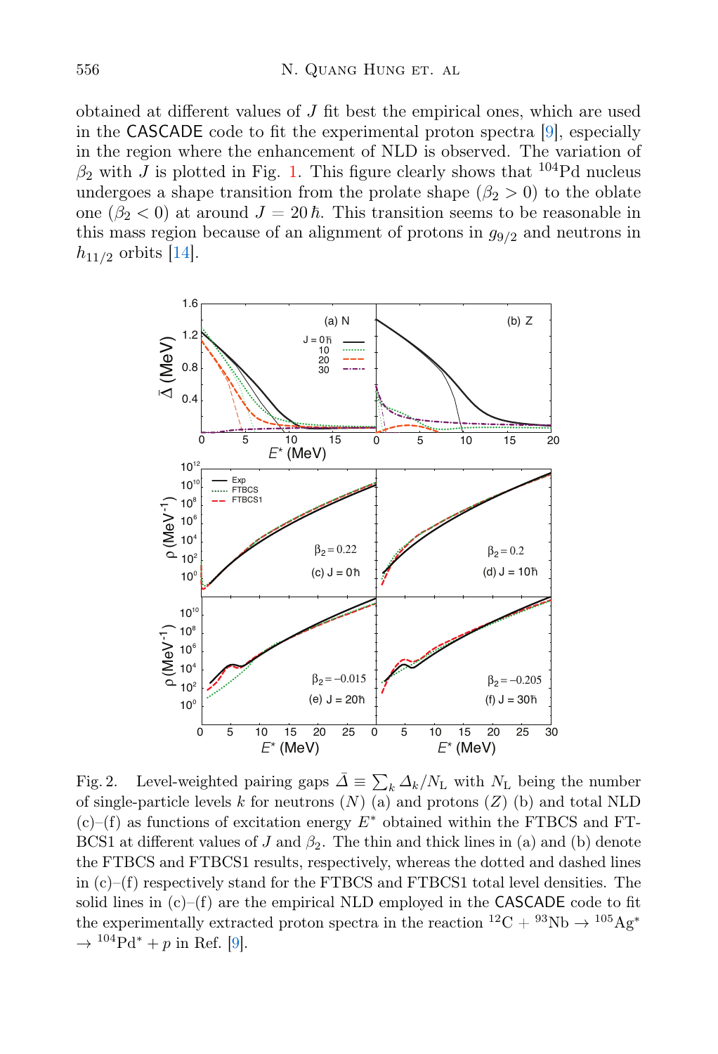obtained at different values of $J$ fit best the empirical ones, which are used in the CASCADE code to fit the experimental proton spectra [9], especially in the region where the enhancement of NLD is observed. The variation of $\beta_2$ with $J$ is plotted in Fig. 1. This figure clearly shows that $^{104}$Pd nucleus undergoes a shape transition from the prolate shape ($\beta_2 > 0$) to the oblate one ($\beta_2 < 0$) at around $J = 20\,\hbar$. This transition seems to be reasonable in this mass region because of an alignment of protons in $g_{9/2}$ and neutrons in $h_{11/2}$ orbits [14].

Fig. 2. Level-weighted pairing gaps $\bar{\Delta} \equiv \sum_k \Delta_k / N_{\rm L}$ with $N_{\rm L}$ being the number of single-particle levels $k$ for neutrons ($N$) (a) and protons ($Z$) (b) and total NLD (c)–(f) as functions of excitation energy $E^*$ obtained within the FTBCS and FTBCS1 at different values of $J$ and $\beta_2$. The thin and thick lines in (a) and (b) denote the FTBCS and FTBCS1 results, respectively, whereas the dotted and dashed lines in (c)–(f) respectively stand for the FTBCS and FTBCS1 total level densities. The solid lines in (c)–(f) are the empirical NLD employed in the CASCADE code to fit the experimentally extracted proton spectra in the reaction $^{12}$C + $^{93}$Nb → $^{105}$Ag* → $^{104}$Pd* + $p$ in Ref. [9].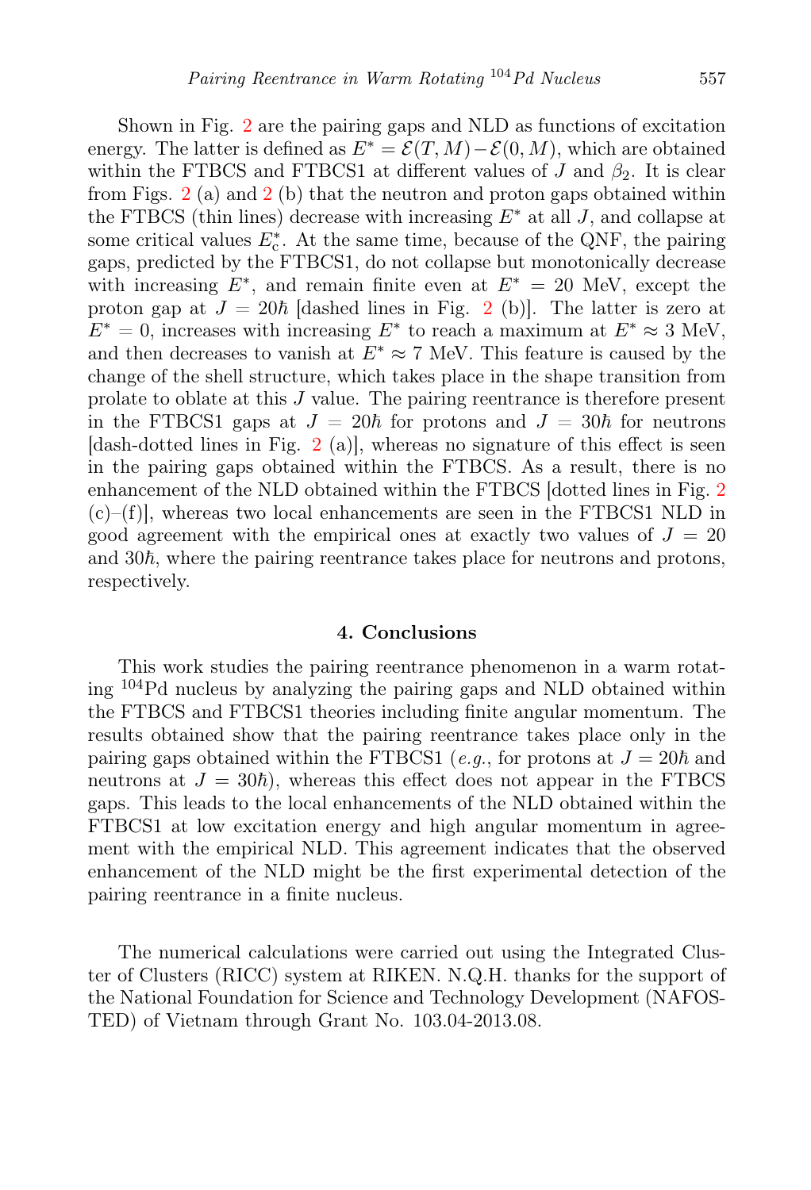Shown in Fig. 2 are the pairing gaps and NLD as functions of excitation energy. The latter is defined as $E^* = \mathcal{E}(T,M) - \mathcal{E}(0,M)$, which are obtained within the FTBCS and FTBCS1 at different values of $J$ and $\beta_2$. It is clear from Figs. 2 (a) and 2 (b) that the neutron and proton gaps obtained within the FTBCS (thin lines) decrease with increasing $E^*$ at all $J$, and collapse at some critical values $E^*_{\rm c}$. At the same time, because of the QNF, the pairing gaps, predicted by the FTBCS1, do not collapse but monotonically decrease with increasing $E^*$, and remain finite even at $E^* = 20$ MeV, except the proton gap at $J = 20\hbar$ [dashed lines in Fig. 2 (b)]. The latter is zero at $E^* = 0$, increases with increasing $E^*$ to reach a maximum at $E^* \approx 3$ MeV, and then decreases to vanish at $E^* \approx 7$ MeV. This feature is caused by the change of the shell structure, which takes place in the shape transition from prolate to oblate at this $J$ value. The pairing reentrance is therefore present in the FTBCS1 gaps at $J = 20\hbar$ for protons and $J = 30\hbar$ for neutrons [dash-dotted lines in Fig. 2 (a)], whereas no signature of this effect is seen in the pairing gaps obtained within the FTBCS. As a result, there is no enhancement of the NLD obtained within the FTBCS [dotted lines in Fig. 2 (c)–(f)], whereas two local enhancements are seen in the FTBCS1 NLD in good agreement with the empirical ones at exactly two values of $J = 20$ and $30\hbar$, where the pairing reentrance takes place for neutrons and protons, respectively.

## 4. Conclusions

This work studies the pairing reentrance phenomenon in a warm rotating $^{104}$Pd nucleus by analyzing the pairing gaps and NLD obtained within the FTBCS and FTBCS1 theories including finite angular momentum. The results obtained show that the pairing reentrance takes place only in the pairing gaps obtained within the FTBCS1 (*e.g.*, for protons at $J = 20\hbar$ and neutrons at $J = 30\hbar$), whereas this effect does not appear in the FTBCS gaps. This leads to the local enhancements of the NLD obtained within the FTBCS1 at low excitation energy and high angular momentum in agreement with the empirical NLD. This agreement indicates that the observed enhancement of the NLD might be the first experimental detection of the pairing reentrance in a finite nucleus.

The numerical calculations were carried out using the Integrated Cluster of Clusters (RICC) system at RIKEN. N.Q.H. thanks for the support of the National Foundation for Science and Technology Development (NAFOSTED) of Vietnam through Grant No. 103.04-2013.08.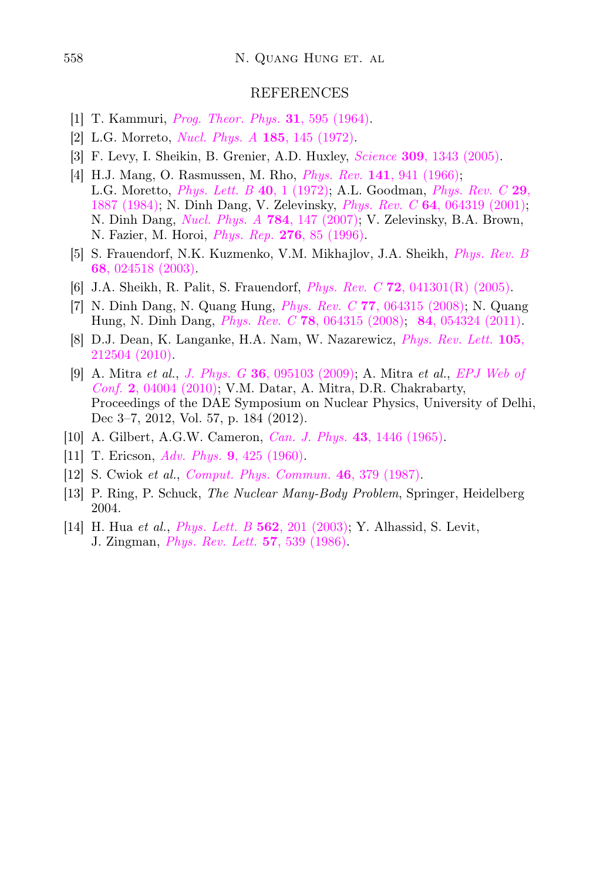## REFERENCES

[1] T. Kammuri, *Prog. Theor. Phys.* **31**, 595 (1964).

[2] L.G. Morreto, *Nucl. Phys. A* **185**, 145 (1972).

[3] F. Levy, I. Sheikin, B. Grenier, A.D. Huxley, *Science* **309**, 1343 (2005).

[4] H.J. Mang, O. Rasmussen, M. Rho, *Phys. Rev.* **141**, 941 (1966); L.G. Moretto, *Phys. Lett. B* **40**, 1 (1972); A.L. Goodman, *Phys. Rev. C* **29**, 1887 (1984); N. Dinh Dang, V. Zelevinsky, *Phys. Rev. C* **64**, 064319 (2001); N. Dinh Dang, *Nucl. Phys. A* **784**, 147 (2007); V. Zelevinsky, B.A. Brown, N. Fazier, M. Horoi, *Phys. Rep.* **276**, 85 (1996).

[5] S. Frauendorf, N.K. Kuzmenko, V.M. Mikhajlov, J.A. Sheikh, *Phys. Rev. B* **68**, 024518 (2003).

[6] J.A. Sheikh, R. Palit, S. Frauendorf, *Phys. Rev. C* **72**, 041301(R) (2005).

[7] N. Dinh Dang, N. Quang Hung, *Phys. Rev. C* **77**, 064315 (2008); N. Quang Hung, N. Dinh Dang, *Phys. Rev. C* **78**, 064315 (2008); **84**, 054324 (2011).

[8] D.J. Dean, K. Langanke, H.A. Nam, W. Nazarewicz, *Phys. Rev. Lett.* **105**, 212504 (2010).

[9] A. Mitra *et al.*, *J. Phys. G* **36**, 095103 (2009); A. Mitra *et al.*, *EPJ Web of Conf.* **2**, 04004 (2010); V.M. Datar, A. Mitra, D.R. Chakrabarty, Proceedings of the DAE Symposium on Nuclear Physics, University of Delhi, Dec 3–7, 2012, Vol. 57, p. 184 (2012).

[10] A. Gilbert, A.G.W. Cameron, *Can. J. Phys.* **43**, 1446 (1965).

[11] T. Ericson, *Adv. Phys.* **9**, 425 (1960).

[12] S. Cwiok *et al.*, *Comput. Phys. Commun.* **46**, 379 (1987).

[13] P. Ring, P. Schuck, *The Nuclear Many-Body Problem*, Springer, Heidelberg 2004.

[14] H. Hua *et al.*, *Phys. Lett. B* **562**, 201 (2003); Y. Alhassid, S. Levit, J. Zingman, *Phys. Rev. Lett.* **57**, 539 (1986).